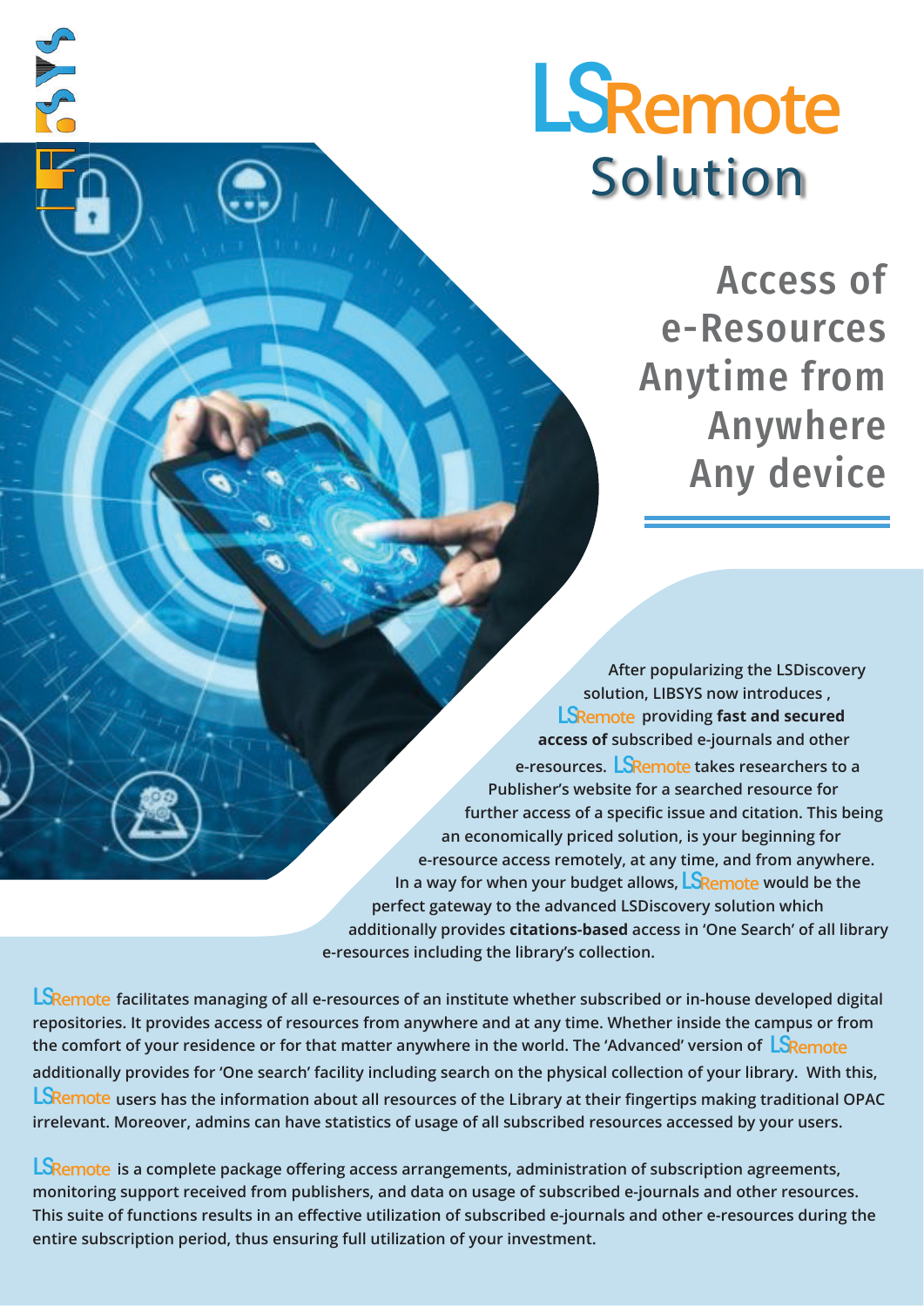# LSRemote Solution

## Access of e-Resources Anytime from Anywhere Any device

After popularizing the LSDiscovery solution, LIBSYS now introduces , LSRemote providing **fast and secured access of** subscribed e-journals and other e-resources. LSRemote takes researchers to a Publisher's website for a searched resource for further access of a specific issue and citation. This being an economically priced solution, is your beginning for e-resource access remotely, at any time, and from anywhere. In a way for when your budget allows, LSRemote would be the perfect gateway to the advanced LSDiscovery solution which additionally provides **citations-based** access in 'One Search' of all library e-resources including the library's collection.

LSRemote facilitates managing of all e-resources of an institute whether subscribed or in-house developed digital repositories. It provides access of resources from anywhere and at any time. Whether inside the campus or from the comfort of your residence or for that matter anywhere in the world. The 'Advanced' version of LSRemote additionally provides for 'One search' facility including search on the physical collection of your library. With this, LSRemote users has the information about all resources of the Library at their fingertips making traditional OPAC irrelevant. Moreover, admins can have statistics of usage of all subscribed resources accessed by your users.

LSRemote is a complete package offering access arrangements, administration of subscription agreements, monitoring support received from publishers, and data on usage of subscribed e-journals and other resources. This suite of functions results in an effective utilization of subscribed e-journals and other e-resources during the entire subscription period, thus ensuring full utilization of your investment.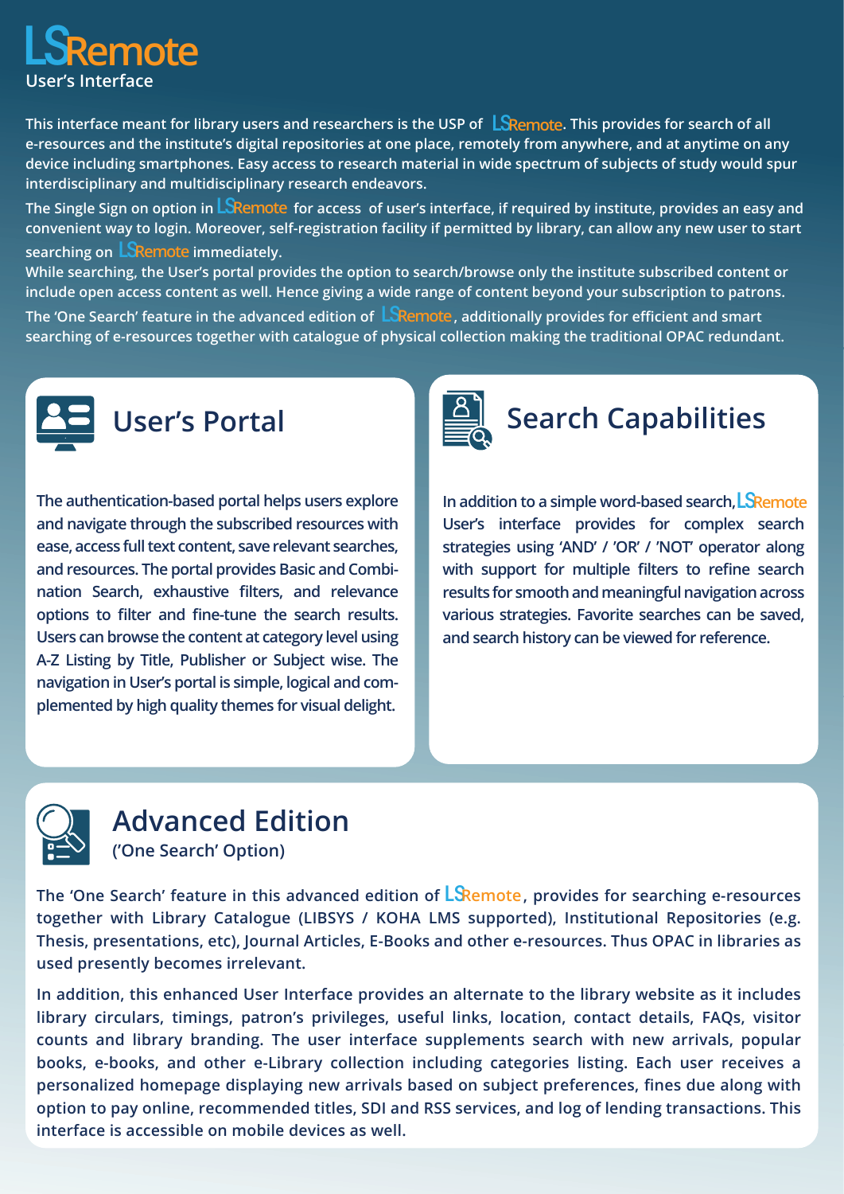# LSRemote

User's Interface

This interface meant for library users and researchers is the USP of LSRemote. This provides for search of all e-resources and the institute's digital repositories at one place, remotely from anywhere, and at anytime on any device including smartphones. Easy access to research material in wide spectrum of subjects of study would spur interdisciplinary and multidisciplinary research endeavors.

The Single Sign on option in LSRemote for access of user's interface, if required by institute, provides an easy and convenient way to login. Moreover, self-registration facility if permitted by library, can allow any new user to start searching on LSRemote immediately.

While searching, the User's portal provides the option to search/browse only the institute subscribed content or include open access content as well. Hence giving a wide range of content beyond your subscription to patrons.

The 'One Search' feature in the advanced edition of LSRemote, additionally provides for efficient and smart searching of e-resources together with catalogue of physical collection making the traditional OPAC redundant.

## User's Portal

The authentication-based portal helps users explore and navigate through the subscribed resources with ease, access full text content, save relevant searches, and resources. The portal provides Basic and Combination Search, exhaustive filters, and relevance options to filter and fine-tune the search results. Users can browse the content at category level using A-Z Listing by Title, Publisher or Subject wise. The navigation in User's portal is simple, logical and complemented by high quality themes for visual delight.

## Search Capabilities

In addition to a simple word-based search, LSRemote User's interface provides for complex search strategies using 'AND' / 'OR' / 'NOT' operator along with support for multiple filters to refine search results for smooth and meaningful navigation across various strategies. Favorite searches can be saved, and search history can be viewed for reference.

## Advanced Edition

('One Search' Option)

The 'One Search' feature in this advanced edition of LSRemote, provides for searching e-resources together with Library Catalogue (LIBSYS / KOHA LMS supported), Institutional Repositories (e.g. Thesis, presentations, etc), Journal Articles, E-Books and other e-resources. Thus OPAC in libraries as used presently becomes irrelevant.

In addition, this enhanced User Interface provides an alternate to the library website as it includes library circulars, timings, patron's privileges, useful links, location, contact details, FAQs, visitor counts and library branding. The user interface supplements search with new arrivals, popular books, e-books, and other e-Library collection including categories listing. Each user receives a personalized homepage displaying new arrivals based on subject preferences, fines due along with option to pay online, recommended titles, SDI and RSS services, and log of lending transactions. This interface is accessible on mobile devices as well.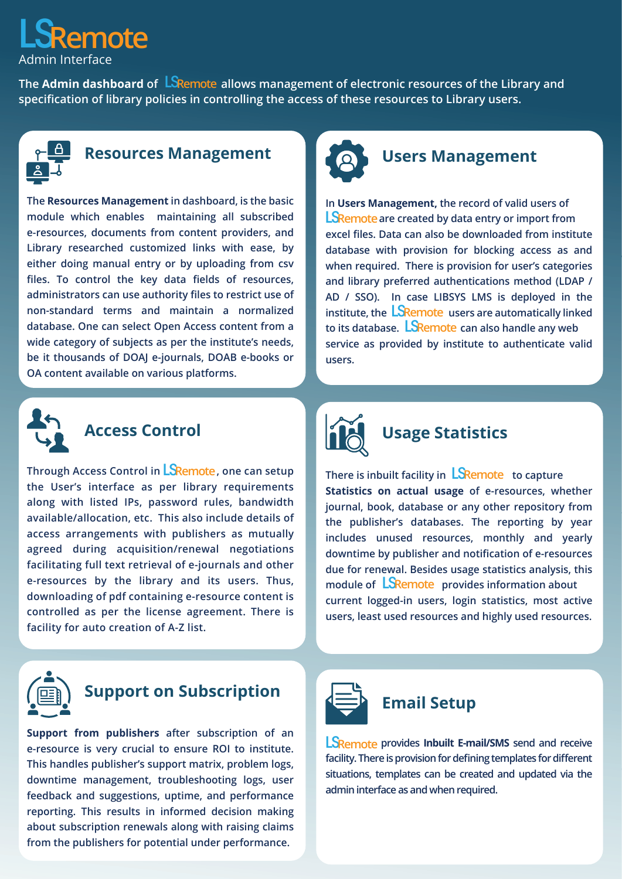# LSRemote

Admin Interface

The **Admin dashboard** of LSRemote allows management of electronic resources of the Library and specification of library policies in controlling the access of these resources to Library users.

## Resources Management

The **Resources Management** in dashboard, is the basic module which enables maintaining all subscribed e-resources, documents from content providers, and Library researched customized links with ease, by either doing manual entry or by uploading from csv files. To control the key data fields of resources, administrators can use authority files to restrict use of non-standard terms and maintain a normalized database. One can select Open Access content from a wide category of subjects as per the institute's needs, be it thousands of DOAJ e-journals, DOAB e-books or OA content available on various platforms.

## Users Management

In **Users Management,** the record of valid users of LSRemote are created by data entry or import from excel files. Data can also be downloaded from institute database with provision for blocking access as and when required. There is provision for user's categories and library preferred authentications method (LDAP / AD / SSO). In case LIBSYS LMS is deployed in the institute, the LSRemote users are automatically linked to its database. LSRemote can also handle any web service as provided by institute to authenticate valid users.

## Access Control

Through Access Control in LSRemote, one can setup the User's interface as per library requirements along with listed IPs, password rules, bandwidth available/allocation, etc. This also include details of access arrangements with publishers as mutually agreed during acquisition/renewal negotiations facilitating full text retrieval of e-journals and other e-resources by the library and its users. Thus, downloading of pdf containing e-resource content is controlled as per the license agreement. There is facility for auto creation of A-Z list.

## Usage Statistics

There is inbuilt facility in LSRemote to capture **Statistics on actual usage** of e-resources, whether journal, book, database or any other repository from the publisher's databases. The reporting by year includes unused resources, monthly and yearly downtime by publisher and notification of e-resources due for renewal. Besides usage statistics analysis, this module of LSRemote provides information about current logged-in users, login statistics, most active users, least used resources and highly used resources.

## Support on Subscription

**Support from publishers** after subscription of an e-resource is very crucial to ensure ROI to institute. This handles publisher's support matrix, problem logs, downtime management, troubleshooting logs, user feedback and suggestions, uptime, and performance reporting. This results in informed decision making about subscription renewals along with raising claims from the publishers for potential under performance.

## Email Setup

LSRemote provides **Inbuilt E-mail/SMS** send and receive facility. There is provision for defining templates for different situations, templates can be created and updated via the admin interface as and when required.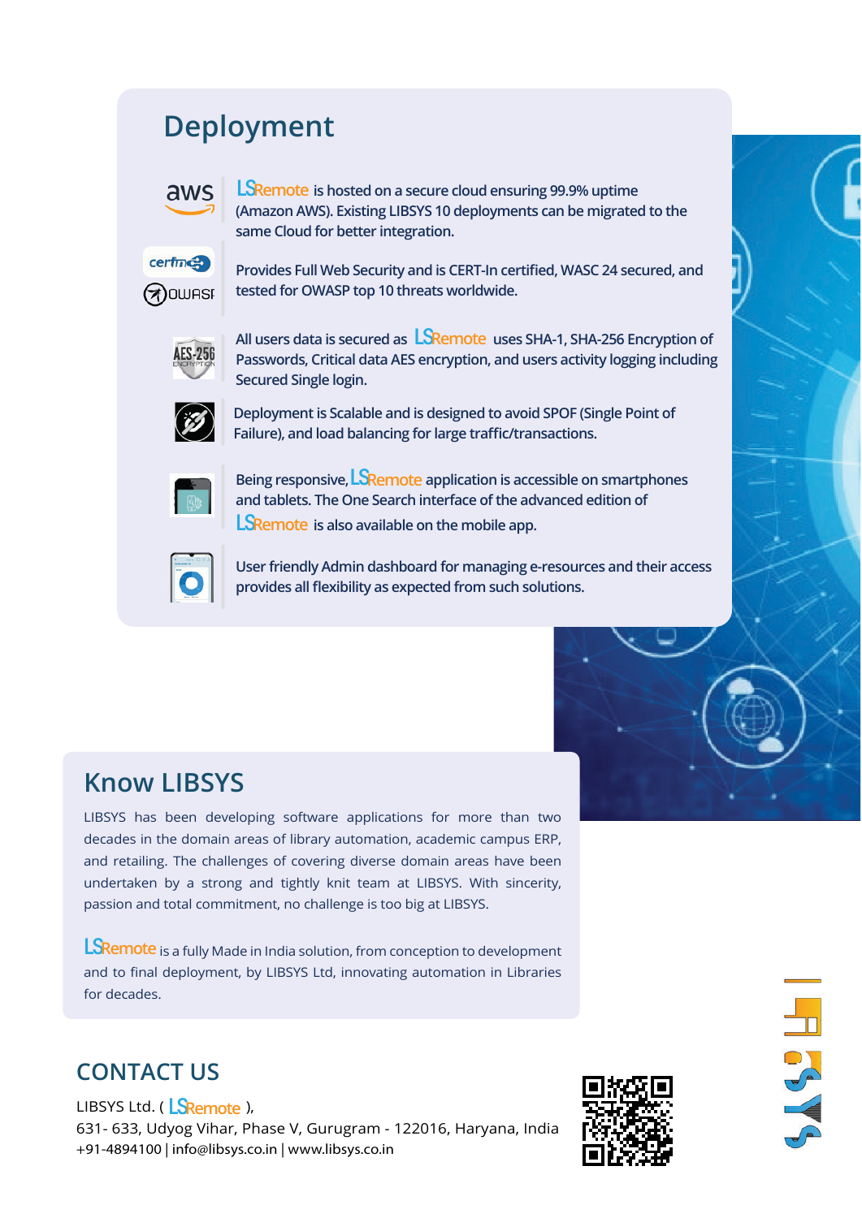## Deployment

LSRemote is hosted on a secure cloud ensuring 99.9% uptime (Amazon AWS). Existing LIBSYS 10 deployments can be migrated to the same Cloud for better integration.

Provides Full Web Security and is CERT-In certified, WASC 24 secured, and tested for OWASP top 10 threats worldwide.

All users data is secured as LSRemote uses SHA-1, SHA-256 Encryption of Passwords, Critical data AES encryption, and users activity logging including Secured Single login.

Deployment is Scalable and is designed to avoid SPOF (Single Point of Failure), and load balancing for large traffic/transactions.

Being responsive, LSRemote application is accessible on smartphones and tablets. The One Search interface of the advanced edition of LSRemote is also available on the mobile app.

User friendly Admin dashboard for managing e-resources and their access provides all flexibility as expected from such solutions.

## Know LIBSYS

LIBSYS has been developing software applications for more than two decades in the domain areas of library automation, academic campus ERP, and retailing. The challenges of covering diverse domain areas have been undertaken by a strong and tightly knit team at LIBSYS. With sincerity, passion and total commitment, no challenge is too big at LIBSYS.

LSRemote is a fully Made in India solution, from conception to development and to final deployment, by LIBSYS Ltd, innovating automation in Libraries for decades.

## CONTACT US

LIBSYS Ltd. ( LSRemote ),
631- 633, Udyog Vihar, Phase V, Gurugram - 122016, Haryana, India
+91-4894100 | info@libsys.co.in | www.libsys.co.in